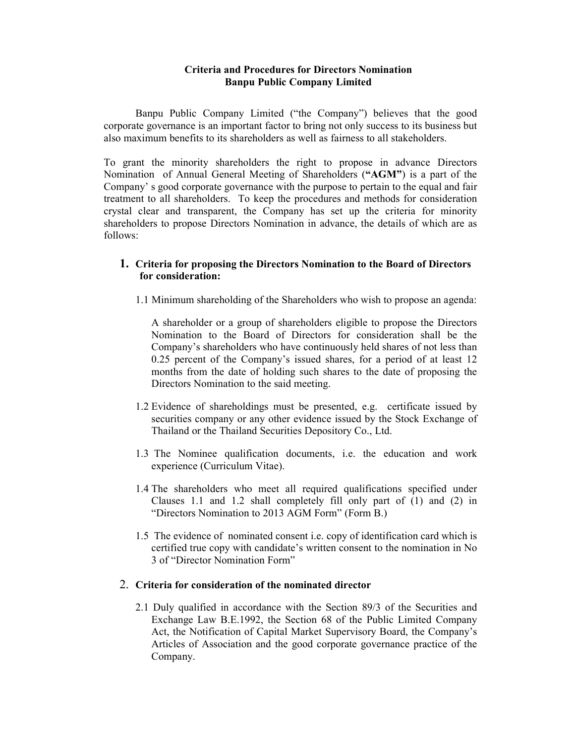**Criteria and Procedures for Directors Nomination**
**Banpu Public Company Limited**

Banpu Public Company Limited ("the Company") believes that the good corporate governance is an important factor to bring not only success to its business but also maximum benefits to its shareholders as well as fairness to all stakeholders.

To grant the minority shareholders the right to propose in advance Directors Nomination of Annual General Meeting of Shareholders (**"AGM"**) is a part of the Company' s good corporate governance with the purpose to pertain to the equal and fair treatment to all shareholders. To keep the procedures and methods for consideration crystal clear and transparent, the Company has set up the criteria for minority shareholders to propose Directors Nomination in advance, the details of which are as follows:

1. **Criteria for proposing the Directors Nomination to the Board of Directors for consideration:**

   1.1 Minimum shareholding of the Shareholders who wish to propose an agenda:

   A shareholder or a group of shareholders eligible to propose the Directors Nomination to the Board of Directors for consideration shall be the Company's shareholders who have continuously held shares of not less than 0.25 percent of the Company's issued shares, for a period of at least 12 months from the date of holding such shares to the date of proposing the Directors Nomination to the said meeting.

   1.2 Evidence of shareholdings must be presented, e.g. certificate issued by securities company or any other evidence issued by the Stock Exchange of Thailand or the Thailand Securities Depository Co., Ltd.

   1.3 The Nominee qualification documents, i.e. the education and work experience (Curriculum Vitae).

   1.4 The shareholders who meet all required qualifications specified under Clauses 1.1 and 1.2 shall completely fill only part of (1) and (2) in "Directors Nomination to 2013 AGM Form" (Form B.)

   1.5 The evidence of nominated consent i.e. copy of identification card which is certified true copy with candidate's written consent to the nomination in No 3 of "Director Nomination Form"

2. **Criteria for consideration of the nominated director**

   2.1 Duly qualified in accordance with the Section 89/3 of the Securities and Exchange Law B.E.1992, the Section 68 of the Public Limited Company Act, the Notification of Capital Market Supervisory Board, the Company's Articles of Association and the good corporate governance practice of the Company.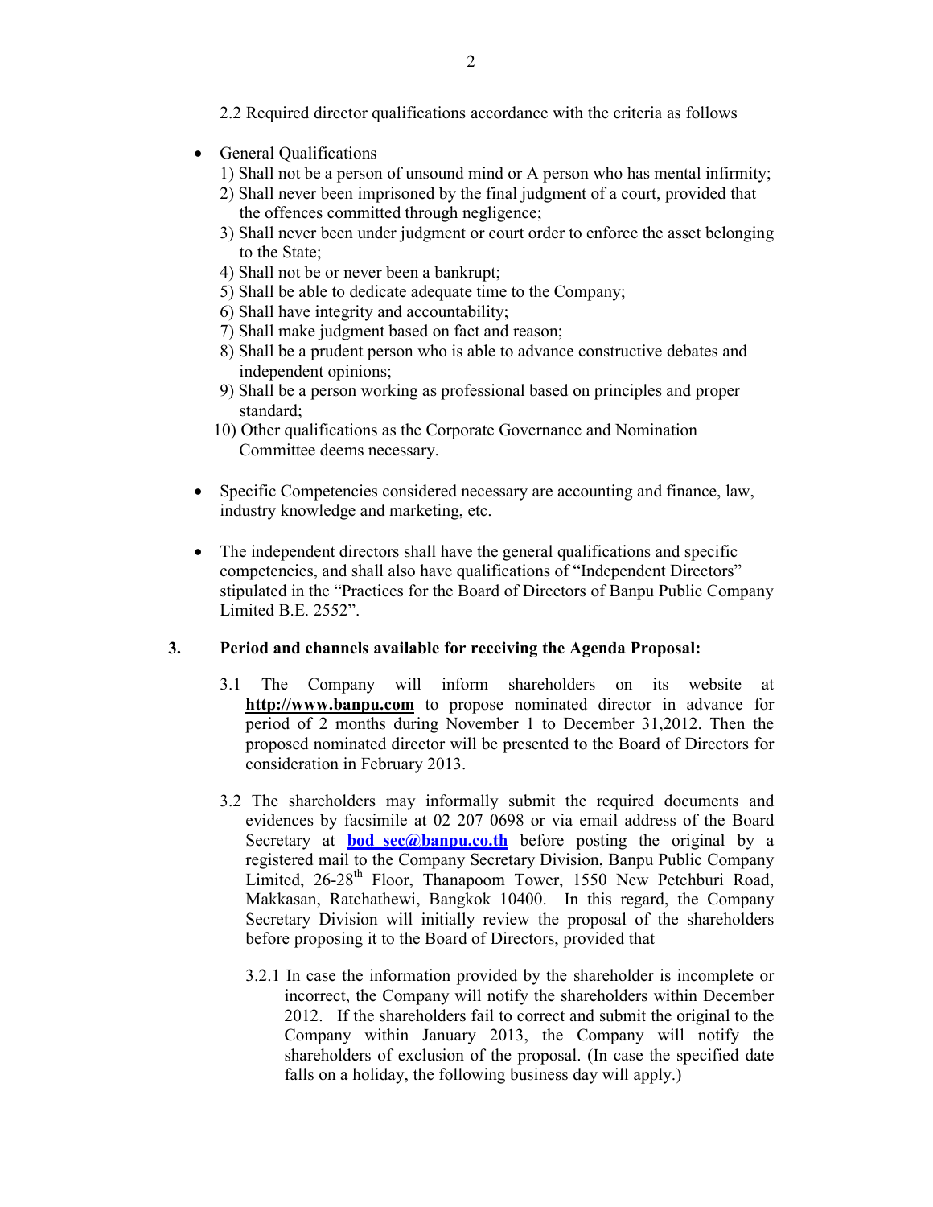2.2 Required director qualifications accordance with the criteria as follows

- General Qualifications
  1) Shall not be a person of unsound mind or A person who has mental infirmity;
  2) Shall never been imprisoned by the final judgment of a court, provided that the offences committed through negligence;
  3) Shall never been under judgment or court order to enforce the asset belonging to the State;
  4) Shall not be or never been a bankrupt;
  5) Shall be able to dedicate adequate time to the Company;
  6) Shall have integrity and accountability;
  7) Shall make judgment based on fact and reason;
  8) Shall be a prudent person who is able to advance constructive debates and independent opinions;
  9) Shall be a person working as professional based on principles and proper standard;
  10) Other qualifications as the Corporate Governance and Nomination Committee deems necessary.

- Specific Competencies considered necessary are accounting and finance, law, industry knowledge and marketing, etc.

- The independent directors shall have the general qualifications and specific competencies, and shall also have qualifications of "Independent Directors" stipulated in the "Practices for the Board of Directors of Banpu Public Company Limited B.E. 2552".

**3. Period and channels available for receiving the Agenda Proposal:**

3.1 The Company will inform shareholders on its website at **http://www.banpu.com** to propose nominated director in advance for period of 2 months during November 1 to December 31,2012. Then the proposed nominated director will be presented to the Board of Directors for consideration in February 2013.

3.2 The shareholders may informally submit the required documents and evidences by facsimile at 02 207 0698 or via email address of the Board Secretary at **bod_sec@banpu.co.th** before posting the original by a registered mail to the Company Secretary Division, Banpu Public Company Limited, 26-28th Floor, Thanapoom Tower, 1550 New Petchburi Road, Makkasan, Ratchathewi, Bangkok 10400. In this regard, the Company Secretary Division will initially review the proposal of the shareholders before proposing it to the Board of Directors, provided that

3.2.1 In case the information provided by the shareholder is incomplete or incorrect, the Company will notify the shareholders within December 2012. If the shareholders fail to correct and submit the original to the Company within January 2013, the Company will notify the shareholders of exclusion of the proposal. (In case the specified date falls on a holiday, the following business day will apply.)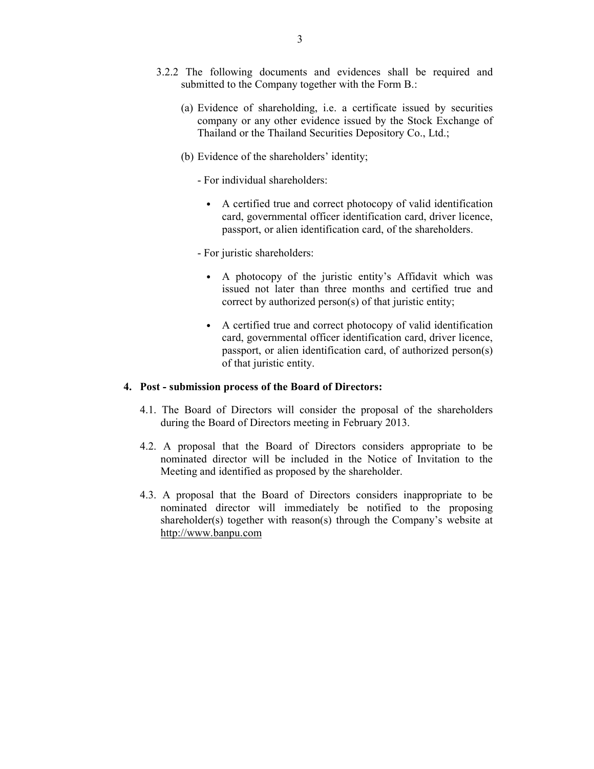3.2.2 The following documents and evidences shall be required and submitted to the Company together with the Form B.:

(a) Evidence of shareholding, i.e. a certificate issued by securities company or any other evidence issued by the Stock Exchange of Thailand or the Thailand Securities Depository Co., Ltd.;

(b) Evidence of the shareholders' identity;

- For individual shareholders:

  - A certified true and correct photocopy of valid identification card, governmental officer identification card, driver licence, passport, or alien identification card, of the shareholders.

- For juristic shareholders:

  - A photocopy of the juristic entity's Affidavit which was issued not later than three months and certified true and correct by authorized person(s) of that juristic entity;

  - A certified true and correct photocopy of valid identification card, governmental officer identification card, driver licence, passport, or alien identification card, of authorized person(s) of that juristic entity.

**4. Post - submission process of the Board of Directors:**

4.1. The Board of Directors will consider the proposal of the shareholders during the Board of Directors meeting in February 2013.

4.2. A proposal that the Board of Directors considers appropriate to be nominated director will be included in the Notice of Invitation to the Meeting and identified as proposed by the shareholder.

4.3. A proposal that the Board of Directors considers inappropriate to be nominated director will immediately be notified to the proposing shareholder(s) together with reason(s) through the Company's website at http://www.banpu.com